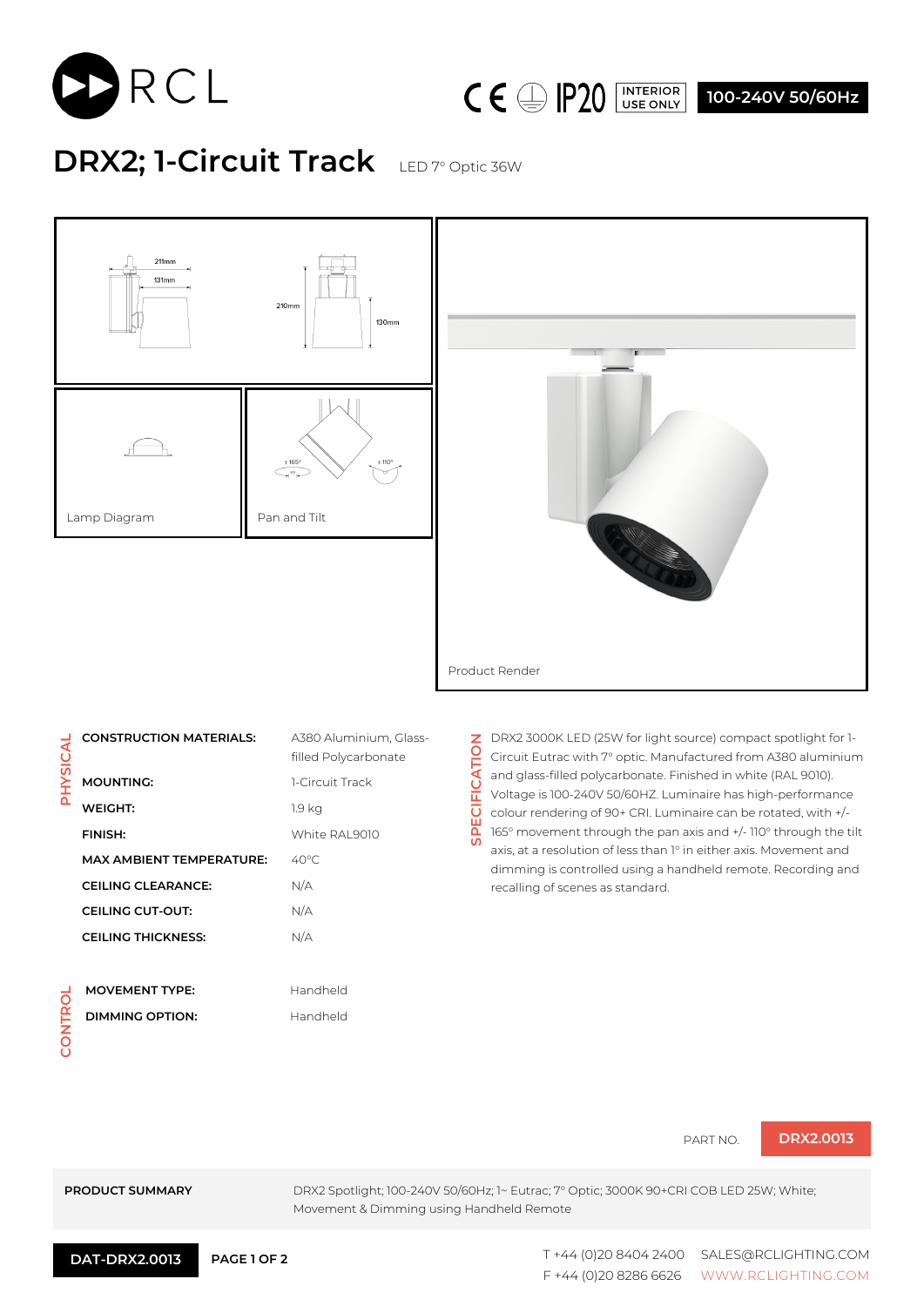RCL

IP20 INTERIOR USE ONLY **100-240V 50/60Hz**

# DRX2; 1-Circuit Track

LED 7° Optic 36W

Lamp Diagram

Pan and Tilt

Product Render

## PHYSICAL

| | |
|---|---|
| **CONSTRUCTION MATERIALS:** | A380 Aluminium, Glass-filled Polycarbonate |
| **MOUNTING:** | 1-Circuit Track |
| **WEIGHT:** | 1.9 kg |
| **FINISH:** | White RAL9010 |
| **MAX AMBIENT TEMPERATURE:** | 40°C |
| **CEILING CLEARANCE:** | N/A |
| **CEILING CUT-OUT:** | N/A |
| **CEILING THICKNESS:** | N/A |

## SPECIFICATION

DRX2 3000K LED (25W for light source) compact spotlight for 1-Circuit Eutrac with 7° optic. Manufactured from A380 aluminium and glass-filled polycarbonate. Finished in white (RAL 9010). Voltage is 100-240V 50/60HZ. Luminaire has high-performance colour rendering of 90+ CRI. Luminaire can be rotated, with +/- 165° movement through the pan axis and +/- 110° through the tilt axis, at a resolution of less than 1° in either axis. Movement and dimming is controlled using a handheld remote. Recording and recalling of scenes as standard.

## CONTROL

| | |
|---|---|
| **MOVEMENT TYPE:** | Handheld |
| **DIMMING OPTION:** | Handheld |

PART NO. **DRX2.0013**

**PRODUCT SUMMARY**

DRX2 Spotlight; 100-240V 50/60Hz; 1~ Eutrac; 7° Optic; 3000K 90+CRI COB LED 25W; White; Movement & Dimming using Handheld Remote

**DAT-DRX2.0013**

T +44 (0)20 8404 2400
F +44 (0)20 8286 6626
SALES@RCLIGHTING.COM
WWW.RCLIGHTING.COM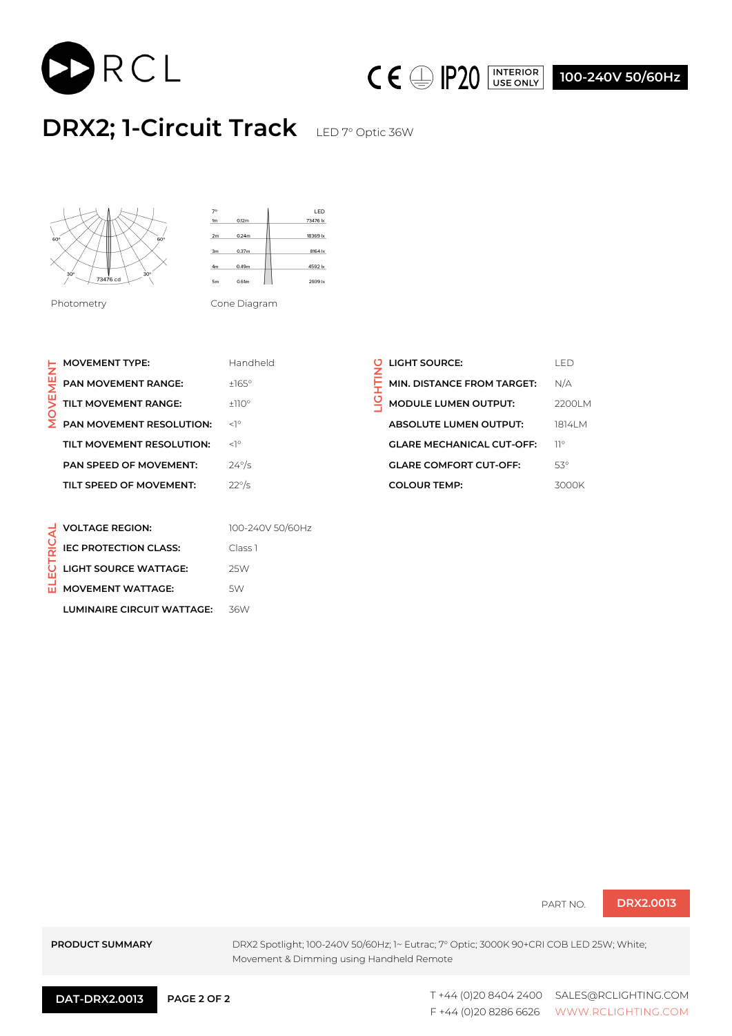RCL

CE IP20 INTERIOR USE ONLY **100-240V 50/60Hz**

# DRX2; 1-Circuit Track

LED 7° Optic 36W

60° 60°
30° 73476 cd 30°

Photometry

7° LED
1m 0.12m 73476 lx
2m 0.24m 18369 lx
3m 0.37m 8164 lx
4m 0.49m 4592 lx
5m 0.61m 2939 lx

Cone Diagram

## MOVEMENT

| | |
|---|---|
| **MOVEMENT TYPE:** | Handheld |
| **PAN MOVEMENT RANGE:** | ±165° |
| **TILT MOVEMENT RANGE:** | ±110° |
| **PAN MOVEMENT RESOLUTION:** | <1° |
| **TILT MOVEMENT RESOLUTION:** | <1° |
| **PAN SPEED OF MOVEMENT:** | 24°/s |
| **TILT SPEED OF MOVEMENT:** | 22°/s |

## LIGHTING

| | |
|---|---|
| **LIGHT SOURCE:** | LED |
| **MIN. DISTANCE FROM TARGET:** | N/A |
| **MODULE LUMEN OUTPUT:** | 2200LM |
| **ABSOLUTE LUMEN OUTPUT:** | 1814LM |
| **GLARE MECHANICAL CUT-OFF:** | 11° |
| **GLARE COMFORT CUT-OFF:** | 53° |
| **COLOUR TEMP:** | 3000K |

## ELECTRICAL

| | |
|---|---|
| **VOLTAGE REGION:** | 100-240V 50/60Hz |
| **IEC PROTECTION CLASS:** | Class 1 |
| **LIGHT SOURCE WATTAGE:** | 25W |
| **MOVEMENT WATTAGE:** | 5W |
| **LUMINAIRE CIRCUIT WATTAGE:** | 36W |

PART NO. **DRX2.0013**

**PRODUCT SUMMARY**

DRX2 Spotlight; 100-240V 50/60Hz; 1~ Eutrac; 7° Optic; 3000K 90+CRI COB LED 25W; White; Movement & Dimming using Handheld Remote

**DAT-DRX2.0013**

T +44 (0)20 8404 2400 SALES@RCLIGHTING.COM
F +44 (0)20 8286 6626 WWW.RCLIGHTING.COM